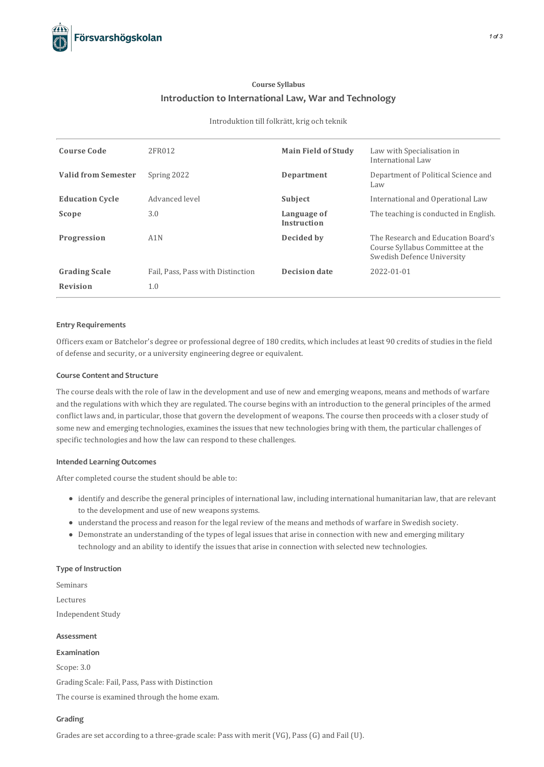Course Syllabus

# Introduction to International Law, War and Technology

Introduktion till folkrätt, krig och teknik

| | | | |
|---|---|---|---|
| **Course Code** | 2FR012 | **Main Field of Study** | Law with Specialisation in International Law |
| **Valid from Semester** | Spring 2022 | **Department** | Department of Political Science and Law |
| **Education Cycle** | Advanced level | **Subject** | International and Operational Law |
| **Scope** | 3.0 | **Language of Instruction** | The teaching is conducted in English. |
| **Progression** | A1N | **Decided by** | The Research and Education Board's Course Syllabus Committee at the Swedish Defence University |
| **Grading Scale** | Fail, Pass, Pass with Distinction | **Decision date** | 2022-01-01 |
| **Revision** | 1.0 | | |

### Entry Requirements

Officers exam or Batchelor's degree or professional degree of 180 credits, which includes at least 90 credits of studies in the field of defense and security, or a university engineering degree or equivalent.

### Course Content and Structure

The course deals with the role of law in the development and use of new and emerging weapons, means and methods of warfare and the regulations with which they are regulated. The course begins with an introduction to the general principles of the armed conflict laws and, in particular, those that govern the development of weapons. The course then proceeds with a closer study of some new and emerging technologies, examines the issues that new technologies bring with them, the particular challenges of specific technologies and how the law can respond to these challenges.

### Intended Learning Outcomes

After completed course the student should be able to:

- identify and describe the general principles of international law, including international humanitarian law, that are relevant to the development and use of new weapons systems.
- understand the process and reason for the legal review of the means and methods of warfare in Swedish society.
- Demonstrate an understanding of the types of legal issues that arise in connection with new and emerging military technology and an ability to identify the issues that arise in connection with selected new technologies.

### Type of Instruction

Seminars

Lectures

Independent Study

### Assessment

#### Examination

Scope: 3.0

Grading Scale: Fail, Pass, Pass with Distinction

The course is examined through the home exam.

### Grading

Grades are set according to a three-grade scale: Pass with merit (VG), Pass (G) and Fail (U).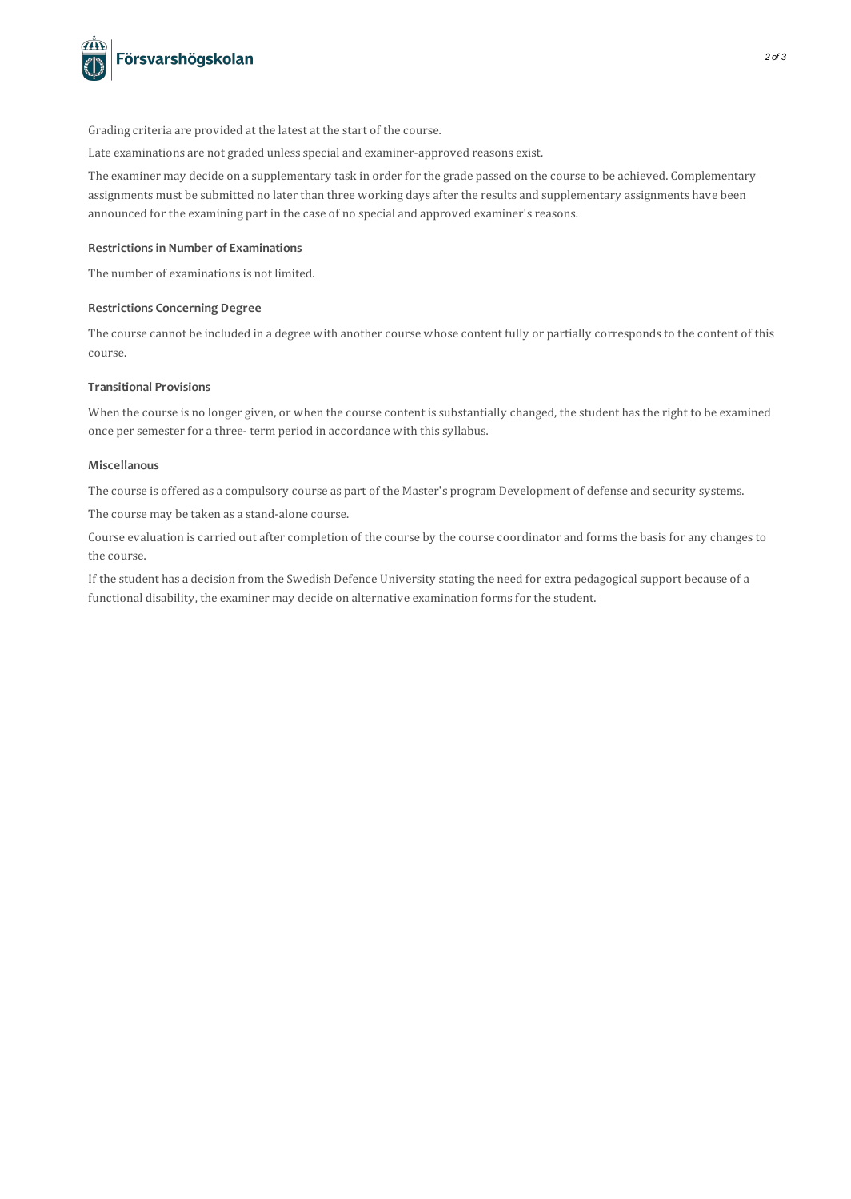Grading criteria are provided at the latest at the start of the course.

Late examinations are not graded unless special and examiner-approved reasons exist.

The examiner may decide on a supplementary task in order for the grade passed on the course to be achieved. Complementary assignments must be submitted no later than three working days after the results and supplementary assignments have been announced for the examining part in the case of no special and approved examiner's reasons.

### Restrictions in Number of Examinations

The number of examinations is not limited.

### Restrictions Concerning Degree

The course cannot be included in a degree with another course whose content fully or partially corresponds to the content of this course.

### Transitional Provisions

When the course is no longer given, or when the course content is substantially changed, the student has the right to be examined once per semester for a three- term period in accordance with this syllabus.

### Miscellanous

The course is offered as a compulsory course as part of the Master's program Development of defense and security systems.

The course may be taken as a stand-alone course.

Course evaluation is carried out after completion of the course by the course coordinator and forms the basis for any changes to the course.

If the student has a decision from the Swedish Defence University stating the need for extra pedagogical support because of a functional disability, the examiner may decide on alternative examination forms for the student.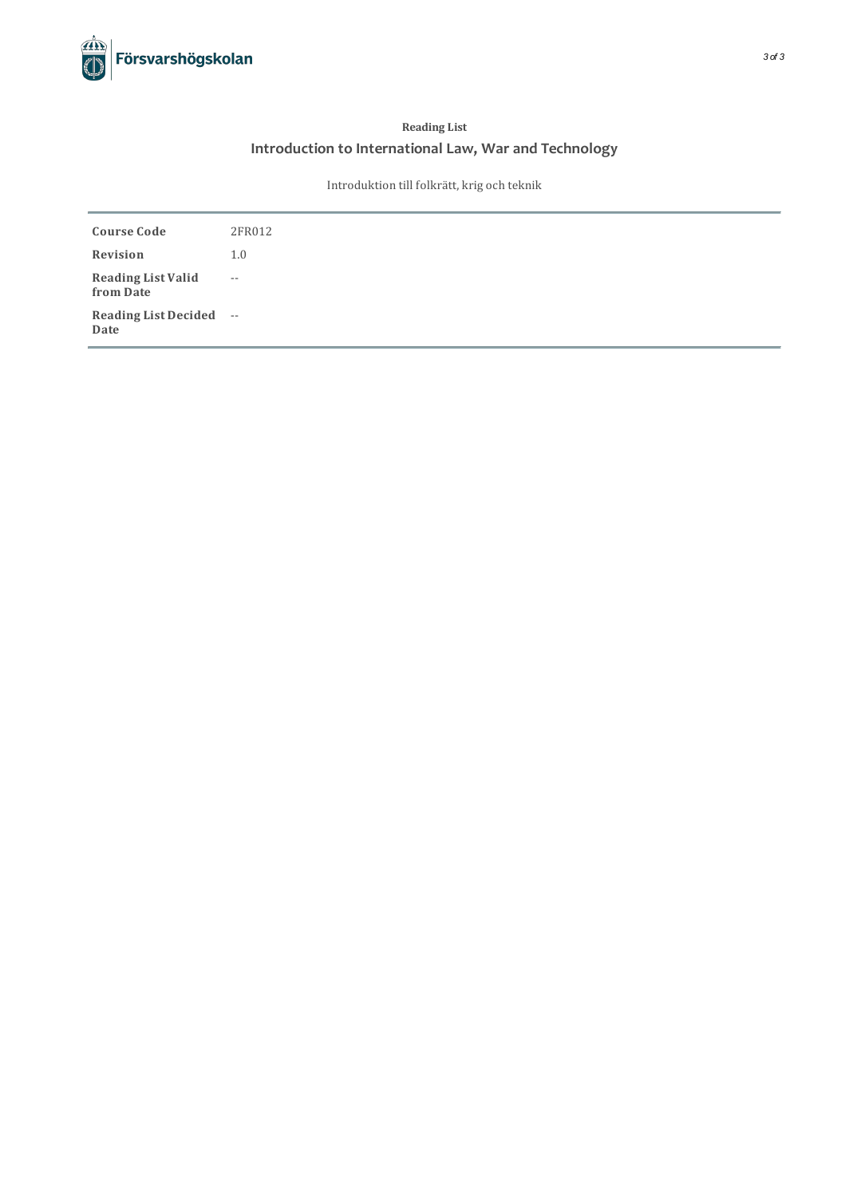**Reading List**

# Introduction to International Law, War and Technology

Introduktion till folkrätt, krig och teknik

| | |
|---|---|
| **Course Code** | 2FR012 |
| **Revision** | 1.0 |
| **Reading List Valid from Date** | -- |
| **Reading List Decided Date** | -- |